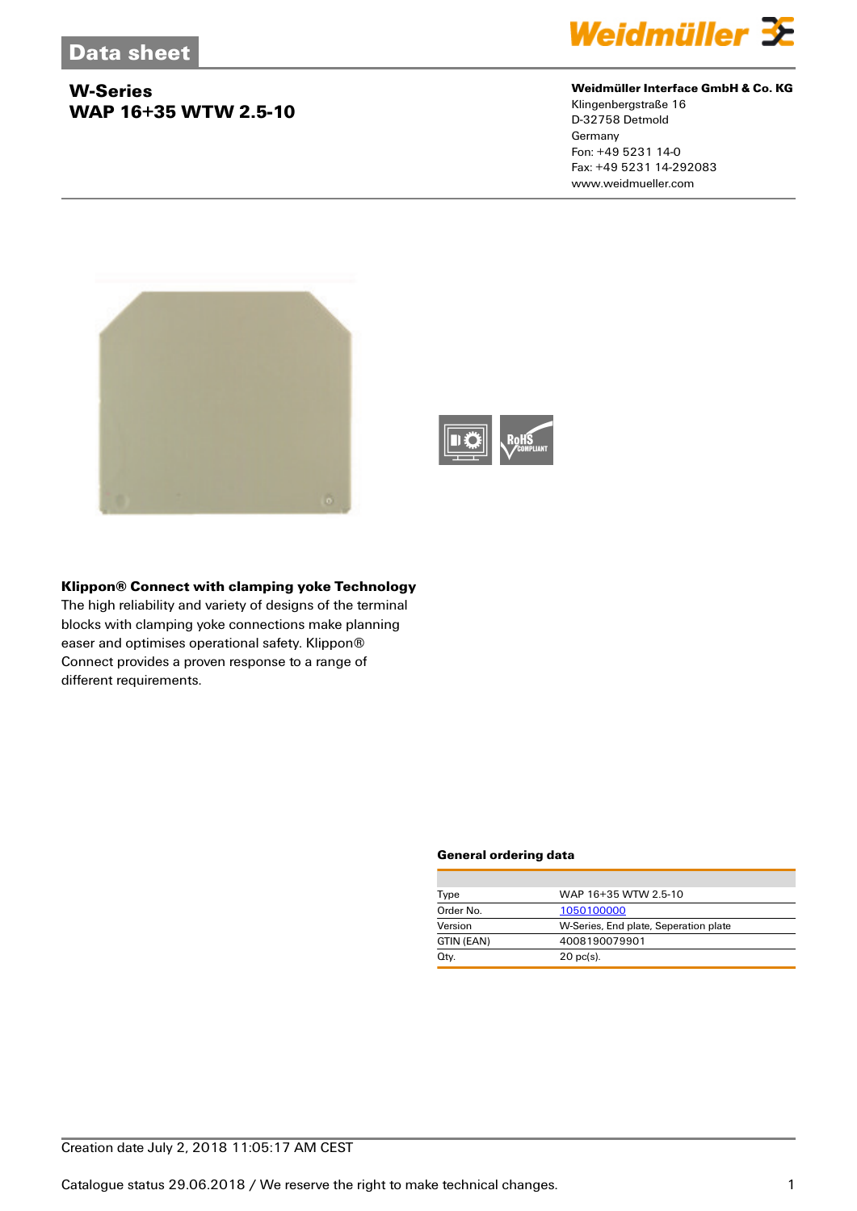# Data sheet

## W-Series
## WAP 16+35 WTW 2.5-10

**Weidmüller Interface GmbH & Co. KG**
Klingenbergstraße 16
D-32758 Detmold
Germany
Fon: +49 5231 14-0
Fax: +49 5231 14-292083
www.weidmueller.com

### Klippon® Connect with clamping yoke Technology

The high reliability and variety of designs of the terminal blocks with clamping yoke connections make planning easer and optimises operational safety. Klippon® Connect provides a proven response to a range of different requirements.

### General ordering data

| | |
|---|---|
| Type | WAP 16+35 WTW 2.5-10 |
| Order No. | 1050100000 |
| Version | W-Series, End plate, Seperation plate |
| GTIN (EAN) | 4008190079901 |
| Qty. | 20 pc(s). |

Creation date July 2, 2018 11:05:17 AM CEST

Catalogue status 29.06.2018 / We reserve the right to make technical changes.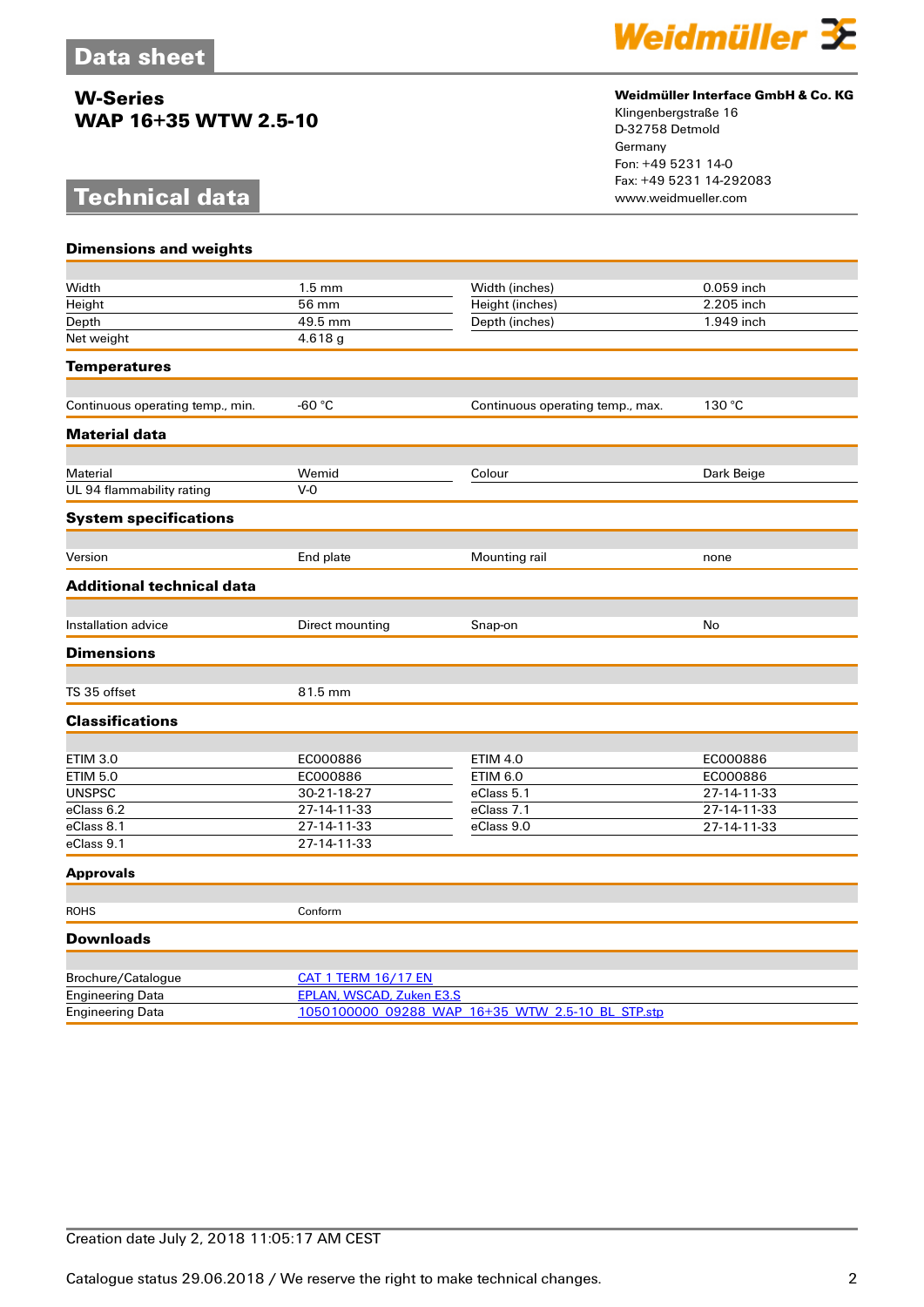# W-Series
## WAP 16+35 WTW 2.5-10

**Weidmüller Interface GmbH & Co. KG**
Klingenbergstraße 16
D-32758 Detmold
Germany
Fon: +49 5231 14-0
Fax: +49 5231 14-292083
www.weidmueller.com

# Technical data

### Dimensions and weights

| | | | |
|---|---|---|---|
| Width | 1.5 mm | Width (inches) | 0.059 inch |
| Height | 56 mm | Height (inches) | 2.205 inch |
| Depth | 49.5 mm | Depth (inches) | 1.949 inch |
| Net weight | 4.618 g | | |

### Temperatures

| | | | |
|---|---|---|---|
| Continuous operating temp., min. | -60 °C | Continuous operating temp., max. | 130 °C |

### Material data

| | | | |
|---|---|---|---|
| Material | Wemid | Colour | Dark Beige |
| UL 94 flammability rating | V-0 | | |

### System specifications

| | | | |
|---|---|---|---|
| Version | End plate | Mounting rail | none |

### Additional technical data

| | | | |
|---|---|---|---|
| Installation advice | Direct mounting | Snap-on | No |

### Dimensions

| | |
|---|---|
| TS 35 offset | 81.5 mm |

### Classifications

| | | | |
|---|---|---|---|
| ETIM 3.0 | EC000886 | ETIM 4.0 | EC000886 |
| ETIM 5.0 | EC000886 | ETIM 6.0 | EC000886 |
| UNSPSC | 30-21-18-27 | eClass 5.1 | 27-14-11-33 |
| eClass 6.2 | 27-14-11-33 | eClass 7.1 | 27-14-11-33 |
| eClass 8.1 | 27-14-11-33 | eClass 9.0 | 27-14-11-33 |
| eClass 9.1 | 27-14-11-33 | | |

### Approvals

| | |
|---|---|
| ROHS | Conform |

### Downloads

| | |
|---|---|
| Brochure/Catalogue | CAT 1 TERM 16/17 EN |
| Engineering Data | EPLAN, WSCAD, Zuken E3.S |
| Engineering Data | 1050100000_09288_WAP_16+35_WTW_2.5-10_BL_STP.stp |

Creation date July 2, 2018 11:05:17 AM CEST

Catalogue status 29.06.2018 / We reserve the right to make technical changes.